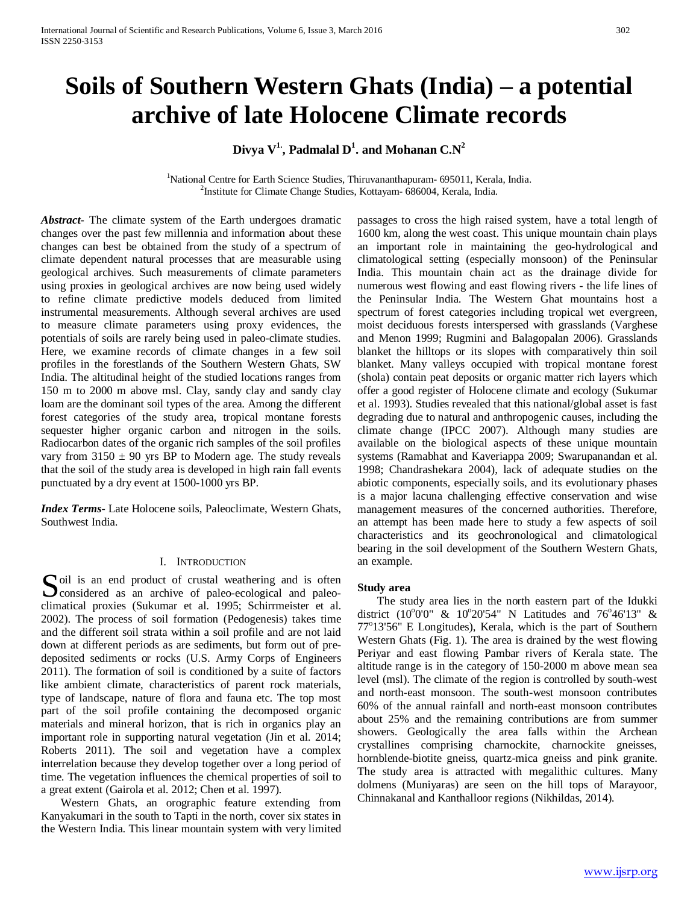# Soils of Southern Western Ghats (India) – a potential archive of late Holocene Climate records

**Divya V[1], Padmalal D[1]. and Mohanan C.N[2]**

[1]National Centre for Earth Science Studies, Thiruvananthapuram- 695011, Kerala, India.
[2]Institute for Climate Change Studies, Kottayam- 686004, Kerala, India.

***Abstract-*** The climate system of the Earth undergoes dramatic changes over the past few millennia and information about these changes can best be obtained from the study of a spectrum of climate dependent natural processes that are measurable using geological archives. Such measurements of climate parameters using proxies in geological archives are now being used widely to refine climate predictive models deduced from limited instrumental measurements. Although several archives are used to measure climate parameters using proxy evidences, the potentials of soils are rarely being used in paleo-climate studies. Here, we examine records of climate changes in a few soil profiles in the forestlands of the Southern Western Ghats, SW India. The altitudinal height of the studied locations ranges from 150 m to 2000 m above msl. Clay, sandy clay and sandy clay loam are the dominant soil types of the area. Among the different forest categories of the study area, tropical montane forests sequester higher organic carbon and nitrogen in the soils. Radiocarbon dates of the organic rich samples of the soil profiles vary from 3150 ± 90 yrs BP to Modern age. The study reveals that the soil of the study area is developed in high rain fall events punctuated by a dry event at 1500-1000 yrs BP.

***Index Terms-*** Late Holocene soils, Paleoclimate, Western Ghats, Southwest India.

## I. Introduction

Soil is an end product of crustal weathering and is often considered as an archive of paleo-ecological and paleo-climatical proxies (Sukumar et al. 1995; Schirrmeister et al. 2002). The process of soil formation (Pedogenesis) takes time and the different soil strata within a soil profile and are not laid down at different periods as are sediments, but form out of pre-deposited sediments or rocks (U.S. Army Corps of Engineers 2011). The formation of soil is conditioned by a suite of factors like ambient climate, characteristics of parent rock materials, type of landscape, nature of flora and fauna etc. The top most part of the soil profile containing the decomposed organic materials and mineral horizon, that is rich in organics play an important role in supporting natural vegetation (Jin et al. 2014; Roberts 2011). The soil and vegetation have a complex interrelation because they develop together over a long period of time. The vegetation influences the chemical properties of soil to a great extent (Gairola et al. 2012; Chen et al. 1997).

Western Ghats, an orographic feature extending from Kanyakumari in the south to Tapti in the north, cover six states in the Western India. This linear mountain system with very limited passages to cross the high raised system, have a total length of 1600 km, along the west coast. This unique mountain chain plays an important role in maintaining the geo-hydrological and climatological setting (especially monsoon) of the Peninsular India. This mountain chain act as the drainage divide for numerous west flowing and east flowing rivers - the life lines of the Peninsular India. The Western Ghat mountains host a spectrum of forest categories including tropical wet evergreen, moist deciduous forests interspersed with grasslands (Varghese and Menon 1999; Rugmini and Balagopalan 2006). Grasslands blanket the hilltops or its slopes with comparatively thin soil blanket. Many valleys occupied with tropical montane forest (shola) contain peat deposits or organic matter rich layers which offer a good register of Holocene climate and ecology (Sukumar et al. 1993). Studies revealed that this national/global asset is fast degrading due to natural and anthropogenic causes, including the climate change (IPCC 2007). Although many studies are available on the biological aspects of these unique mountain systems (Ramabhat and Kaveriappa 2009; Swarupanandan et al. 1998; Chandrashekara 2004), lack of adequate studies on the abiotic components, especially soils, and its evolutionary phases is a major lacuna challenging effective conservation and wise management measures of the concerned authorities. Therefore, an attempt has been made here to study a few aspects of soil characteristics and its geochronological and climatological bearing in the soil development of the Southern Western Ghats, an example.

### Study area

The study area lies in the north eastern part of the Idukki district (10°0'0" & 10°20'54" N Latitudes and 76°46'13" & 77°13'56" E Longitudes), Kerala, which is the part of Southern Western Ghats (Fig. 1). The area is drained by the west flowing Periyar and east flowing Pambar rivers of Kerala state. The altitude range is in the category of 150-2000 m above mean sea level (msl). The climate of the region is controlled by south-west and north-east monsoon. The south-west monsoon contributes 60% of the annual rainfall and north-east monsoon contributes about 25% and the remaining contributions are from summer showers. Geologically the area falls within the Archean crystallines comprising charnockite, charnockite gneisses, hornblende-biotite gneiss, quartz-mica gneiss and pink granite. The study area is attracted with megalithic cultures. Many dolmens (Muniyaras) are seen on the hill tops of Marayoor, Chinnakanal and Kanthalloor regions (Nikhildas, 2014).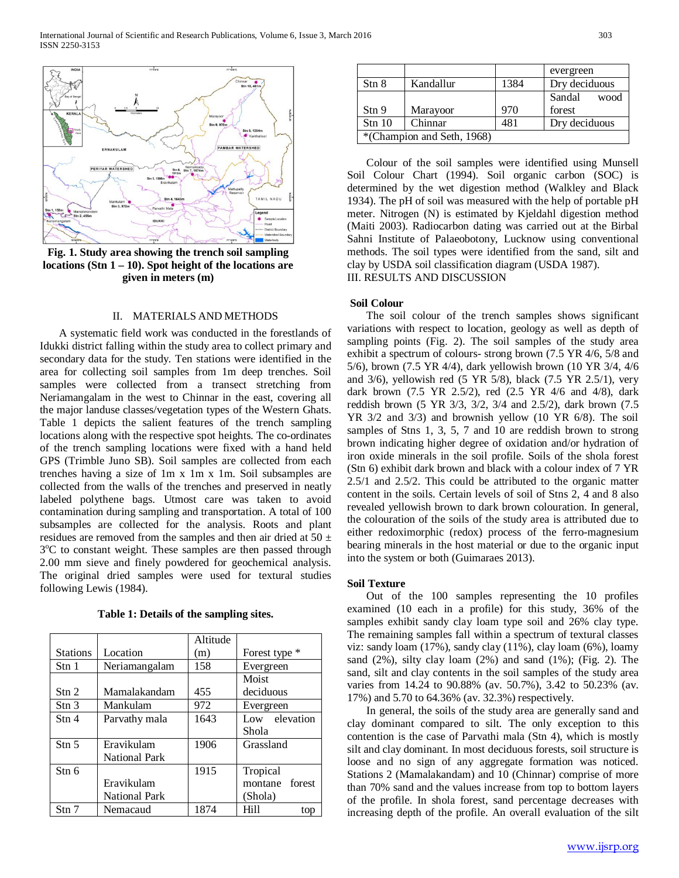Fig. 1. Study area showing the trench soil sampling locations (Stn 1 – 10). Spot height of the locations are given in meters (m)

## II. MATERIALS AND METHODS

A systematic field work was conducted in the forestlands of Idukki district falling within the study area to collect primary and secondary data for the study. Ten stations were identified in the area for collecting soil samples from 1m deep trenches. Soil samples were collected from a transect stretching from Neriamangalam in the west to Chinnar in the east, covering all the major landuse classes/vegetation types of the Western Ghats. Table 1 depicts the salient features of the trench sampling locations along with the respective spot heights. The co-ordinates of the trench sampling locations were fixed with a hand held GPS (Trimble Juno SB). Soil samples are collected from each trenches having a size of 1m x 1m x 1m. Soil subsamples are collected from the walls of the trenches and preserved in neatly labeled polythene bags. Utmost care was taken to avoid contamination during sampling and transportation. A total of 100 subsamples are collected for the analysis. Roots and plant residues are removed from the samples and then air dried at 50 ± 3°C to constant weight. These samples are then passed through 2.00 mm sieve and finely powdered for geochemical analysis. The original dried samples were used for textural studies following Lewis (1984).

**Table 1: Details of the sampling sites.**

| Stations | Location | Altitude (m) | Forest type * |
|---|---|---|---|
| Stn 1 | Neriamangalam | 158 | Evergreen |
| Stn 2 | Mamalakandam | 455 | Moist deciduous |
| Stn 3 | Mankulam | 972 | Evergreen |
| Stn 4 | Parvathy mala | 1643 | Low elevation Shola |
| Stn 5 | Eravikulam National Park | 1906 | Grassland |
| Stn 6 | Eravikulam National Park | 1915 | Tropical montane forest (Shola) |
| Stn 7 | Nemacaud | 1874 | Hill top evergreen |
| Stn 8 | Kandallur | 1384 | Dry deciduous |
| Stn 9 | Marayoor | 970 | Sandal wood forest |
| Stn 10 | Chinnar | 481 | Dry deciduous |
| *(Champion and Seth, 1968) | | | |

Colour of the soil samples were identified using Munsell Soil Colour Chart (1994). Soil organic carbon (SOC) is determined by the wet digestion method (Walkley and Black 1934). The pH of soil was measured with the help of portable pH meter. Nitrogen (N) is estimated by Kjeldahl digestion method (Maiti 2003). Radiocarbon dating was carried out at the Birbal Sahni Institute of Palaeobotony, Lucknow using conventional methods. The soil types were identified from the sand, silt and clay by USDA soil classification diagram (USDA 1987).

## III. RESULTS AND DISCUSSION

### Soil Colour

The soil colour of the trench samples shows significant variations with respect to location, geology as well as depth of sampling points (Fig. 2). The soil samples of the study area exhibit a spectrum of colours- strong brown (7.5 YR 4/6, 5/8 and 5/6), brown (7.5 YR 4/4), dark yellowish brown (10 YR 3/4, 4/6 and 3/6), yellowish red (5 YR 5/8), black (7.5 YR 2.5/1), very dark brown (7.5 YR 2.5/2), red (2.5 YR 4/6 and 4/8), dark reddish brown (5 YR 3/3, 3/2, 3/4 and 2.5/2), dark brown (7.5 YR 3/2 and 3/3) and brownish yellow (10 YR 6/8). The soil samples of Stns 1, 3, 5, 7 and 10 are reddish brown to strong brown indicating higher degree of oxidation and/or hydration of iron oxide minerals in the soil profile. Soils of the shola forest (Stn 6) exhibit dark brown and black with a colour index of 7 YR 2.5/1 and 2.5/2. This could be attributed to the organic matter content in the soils. Certain levels of soil of Stns 2, 4 and 8 also revealed yellowish brown to dark brown colouration. In general, the colouration of the soils of the study area is attributed due to either redoximorphic (redox) process of the ferro-magnesium bearing minerals in the host material or due to the organic input into the system or both (Guimaraes 2013).

### Soil Texture

Out of the 100 samples representing the 10 profiles examined (10 each in a profile) for this study, 36% of the samples exhibit sandy clay loam type soil and 26% clay type. The remaining samples fall within a spectrum of textural classes viz: sandy loam (17%), sandy clay (11%), clay loam (6%), loamy sand (2%), silty clay loam (2%) and sand (1%); (Fig. 2). The sand, silt and clay contents in the soil samples of the study area varies from 14.24 to 90.88% (av. 50.7%), 3.42 to 50.23% (av. 17%) and 5.70 to 64.36% (av. 32.3%) respectively.

In general, the soils of the study area are generally sand and clay dominant compared to silt. The only exception to this contention is the case of Parvathi mala (Stn 4), which is mostly silt and clay dominant. In most deciduous forests, soil structure is loose and no sign of any aggregate formation was noticed. Stations 2 (Mamalakandam) and 10 (Chinnar) comprise of more than 70% sand and the values increase from top to bottom layers of the profile. In shola forest, sand percentage decreases with increasing depth of the profile. An overall evaluation of the silt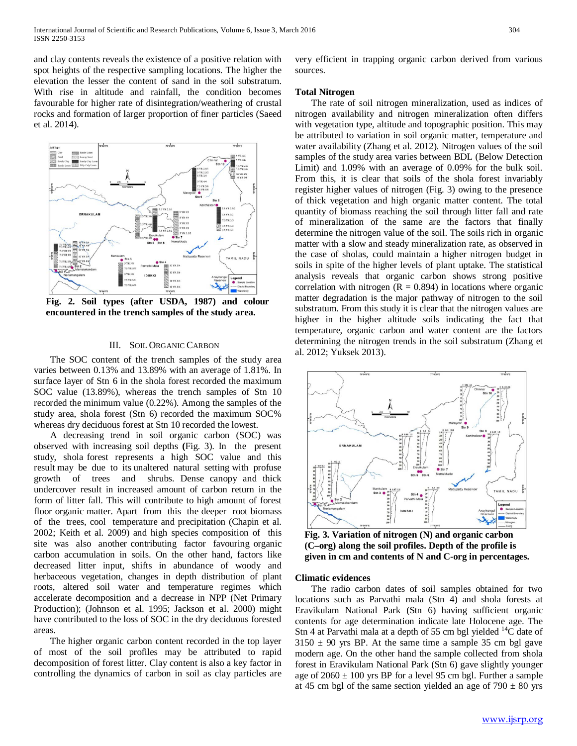and clay contents reveals the existence of a positive relation with spot heights of the respective sampling locations. The higher the elevation the lesser the content of sand in the soil substratum. With rise in altitude and rainfall, the condition becomes favourable for higher rate of disintegration/weathering of crustal rocks and formation of larger proportion of finer particles (Saeed et al. 2014).

**Fig. 2. Soil types (after USDA, 1987) and colour encountered in the trench samples of the study area.**

## III. Soil Organic Carbon

The SOC content of the trench samples of the study area varies between 0.13% and 13.89% with an average of 1.81%. In surface layer of Stn 6 in the shola forest recorded the maximum SOC value (13.89%), whereas the trench samples of Stn 10 recorded the minimum value (0.22%). Among the samples of the study area, shola forest (Stn 6) recorded the maximum SOC% whereas dry deciduous forest at Stn 10 recorded the lowest.

A decreasing trend in soil organic carbon (SOC) was observed with increasing soil depths (Fig. 3). In the present study, shola forest represents a high SOC value and this result may be due to its unaltered natural setting with profuse growth of trees and shrubs. Dense canopy and thick undercover result in increased amount of carbon return in the form of litter fall. This will contribute to high amount of forest floor organic matter. Apart from this the deeper root biomass of the trees, cool temperature and precipitation (Chapin et al. 2002; Keith et al. 2009) and high species composition of this site was also another contributing factor favouring organic carbon accumulation in soils. On the other hand, factors like decreased litter input, shifts in abundance of woody and herbaceous vegetation, changes in depth distribution of plant roots, altered soil water and temperature regimes which accelerate decomposition and a decrease in NPP (Net Primary Production); (Johnson et al. 1995; Jackson et al. 2000) might have contributed to the loss of SOC in the dry deciduous forested areas.

The higher organic carbon content recorded in the top layer of most of the soil profiles may be attributed to rapid decomposition of forest litter. Clay content is also a key factor in controlling the dynamics of carbon in soil as clay particles are very efficient in trapping organic carbon derived from various sources.

### Total Nitrogen

The rate of soil nitrogen mineralization, used as indices of nitrogen availability and nitrogen mineralization often differs with vegetation type, altitude and topographic position. This may be attributed to variation in soil organic matter, temperature and water availability (Zhang et al. 2012). Nitrogen values of the soil samples of the study area varies between BDL (Below Detection Limit) and 1.09% with an average of 0.09% for the bulk soil. From this, it is clear that soils of the shola forest invariably register higher values of nitrogen (Fig. 3) owing to the presence of thick vegetation and high organic matter content. The total quantity of biomass reaching the soil through litter fall and rate of mineralization of the same are the factors that finally determine the nitrogen value of the soil. The soils rich in organic matter with a slow and steady mineralization rate, as observed in the case of sholas, could maintain a higher nitrogen budget in soils in spite of the higher levels of plant uptake. The statistical analysis reveals that organic carbon shows strong positive correlation with nitrogen ($R = 0.894$) in locations where organic matter degradation is the major pathway of nitrogen to the soil substratum. From this study it is clear that the nitrogen values are higher in the higher altitude soils indicating the fact that temperature, organic carbon and water content are the factors determining the nitrogen trends in the soil substratum (Zhang et al. 2012; Yuksek 2013).

**Fig. 3. Variation of nitrogen (N) and organic carbon (C–org) along the soil profiles. Depth of the profile is given in cm and contents of N and C-org in percentages.**

### Climatic evidences

The radio carbon dates of soil samples obtained for two locations such as Parvathi mala (Stn 4) and shola forests at Eravikulam National Park (Stn 6) having sufficient organic contents for age determination indicate late Holocene age. The Stn 4 at Parvathi mala at a depth of 55 cm bgl yielded $^{14}C$ date of 3150 ± 90 yrs BP. At the same time a sample 35 cm bgl gave modern age. On the other hand the sample collected from shola forest in Eravikulam National Park (Stn 6) gave slightly younger age of 2060 ± 100 yrs BP for a level 95 cm bgl. Further a sample at 45 cm bgl of the same section yielded an age of 790 ± 80 yrs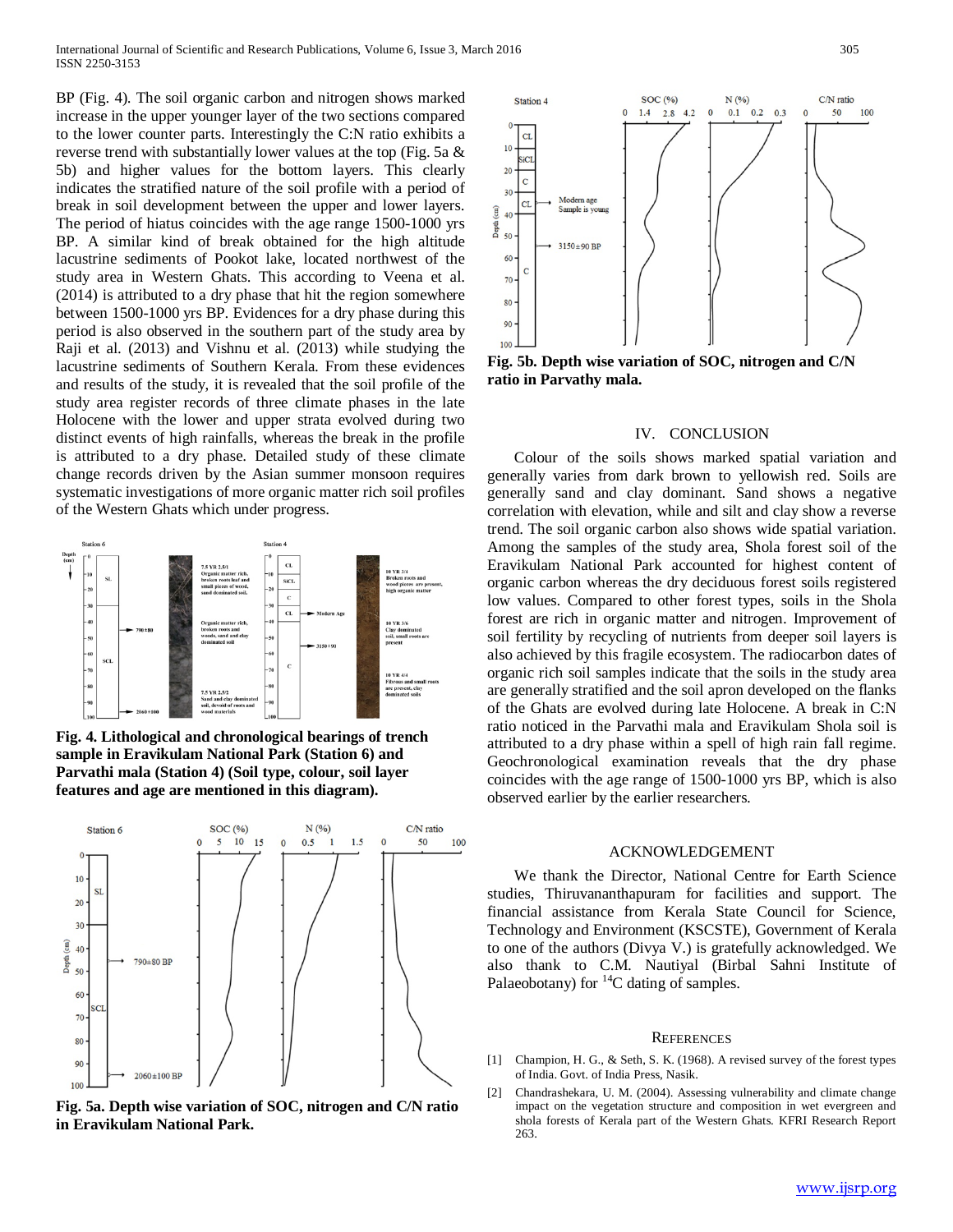BP (Fig. 4). The soil organic carbon and nitrogen shows marked increase in the upper younger layer of the two sections compared to the lower counter parts. Interestingly the C:N ratio exhibits a reverse trend with substantially lower values at the top (Fig. 5a & 5b) and higher values for the bottom layers. This clearly indicates the stratified nature of the soil profile with a period of break in soil development between the upper and lower layers. The period of hiatus coincides with the age range 1500-1000 yrs BP. A similar kind of break obtained for the high altitude lacustrine sediments of Pookot lake, located northwest of the study area in Western Ghats. This according to Veena et al. (2014) is attributed to a dry phase that hit the region somewhere between 1500-1000 yrs BP. Evidences for a dry phase during this period is also observed in the southern part of the study area by Raji et al. (2013) and Vishnu et al. (2013) while studying the lacustrine sediments of Southern Kerala. From these evidences and results of the study, it is revealed that the soil profile of the study area register records of three climate phases in the late Holocene with the lower and upper strata evolved during two distinct events of high rainfalls, whereas the break in the profile is attributed to a dry phase. Detailed study of these climate change records driven by the Asian summer monsoon requires systematic investigations of more organic matter rich soil profiles of the Western Ghats which under progress.

**Fig. 4. Lithological and chronological bearings of trench sample in Eravikulam National Park (Station 6) and Parvathi mala (Station 4) (Soil type, colour, soil layer features and age are mentioned in this diagram).**

**Fig. 5a. Depth wise variation of SOC, nitrogen and C/N ratio in Eravikulam National Park.**

**Fig. 5b. Depth wise variation of SOC, nitrogen and C/N ratio in Parvathy mala.**

## IV. CONCLUSION

Colour of the soils shows marked spatial variation and generally varies from dark brown to yellowish red. Soils are generally sand and clay dominant. Sand shows a negative correlation with elevation, while and silt and clay show a reverse trend. The soil organic carbon also shows wide spatial variation. Among the samples of the study area, Shola forest soil of the Eravikulam National Park accounted for highest content of organic carbon whereas the dry deciduous forest soils registered low values. Compared to other forest types, soils in the Shola forest are rich in organic matter and nitrogen. Improvement of soil fertility by recycling of nutrients from deeper soil layers is also achieved by this fragile ecosystem. The radiocarbon dates of organic rich soil samples indicate that the soils in the study area are generally stratified and the soil apron developed on the flanks of the Ghats are evolved during late Holocene. A break in C:N ratio noticed in the Parvathi mala and Eravikulam Shola soil is attributed to a dry phase within a spell of high rain fall regime. Geochronological examination reveals that the dry phase coincides with the age range of 1500-1000 yrs BP, which is also observed earlier by the earlier researchers.

## ACKNOWLEDGEMENT

We thank the Director, National Centre for Earth Science studies, Thiruvananthapuram for facilities and support. The financial assistance from Kerala State Council for Science, Technology and Environment (KSCSTE), Government of Kerala to one of the authors (Divya V.) is gratefully acknowledged. We also thank to C.M. Nautiyal (Birbal Sahni Institute of Palaeobotany) for $^{14}C$ dating of samples.

## REFERENCES

[1] Champion, H. G., & Seth, S. K. (1968). A revised survey of the forest types of India. Govt. of India Press, Nasik.

[2] Chandrashekara, U. M. (2004). Assessing vulnerability and climate change impact on the vegetation structure and composition in wet evergreen and shola forests of Kerala part of the Western Ghats. KFRI Research Report 263.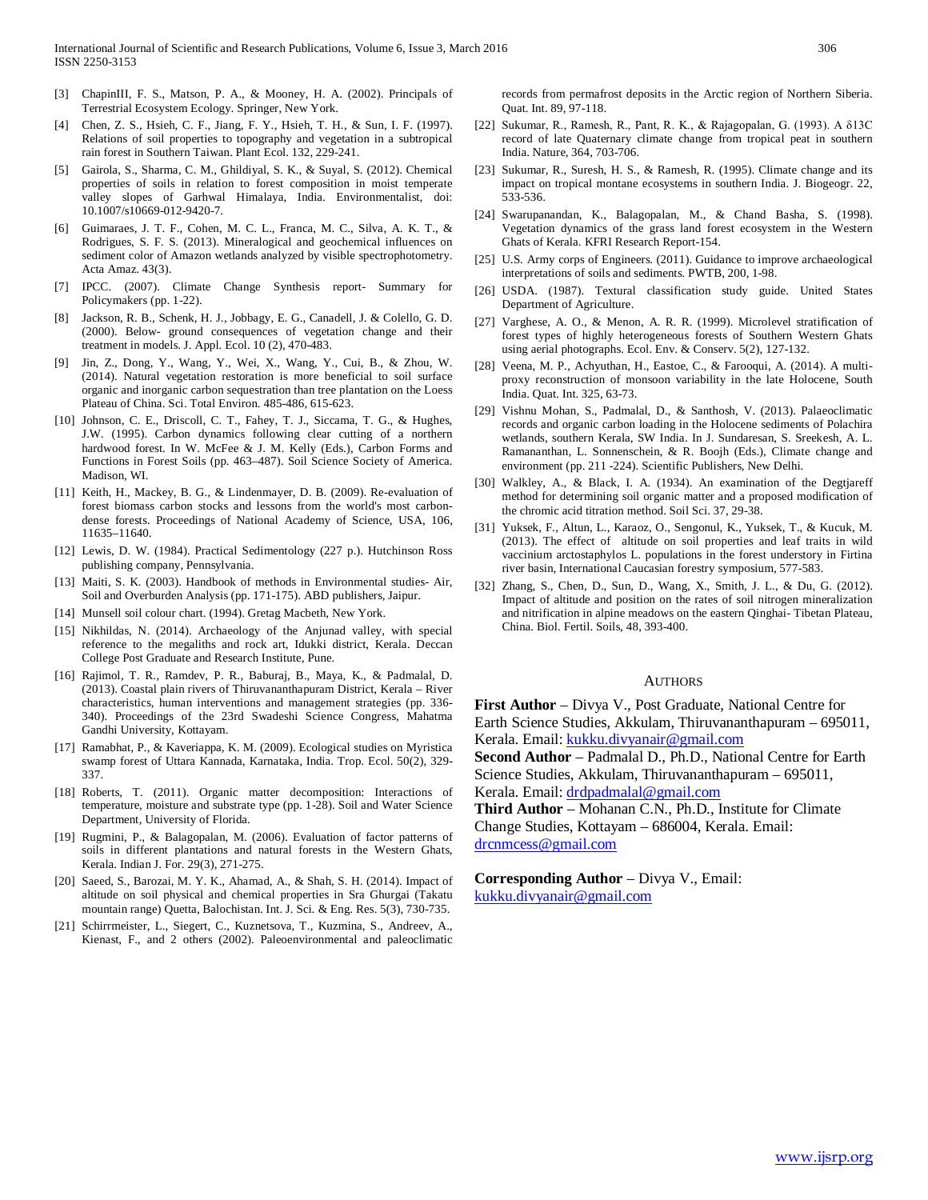[3] ChapinIII, F. S., Matson, P. A., & Mooney, H. A. (2002). Principals of Terrestrial Ecosystem Ecology. Springer, New York.

[4] Chen, Z. S., Hsieh, C. F., Jiang, F. Y., Hsieh, T. H., & Sun, I. F. (1997). Relations of soil properties to topography and vegetation in a subtropical rain forest in Southern Taiwan. Plant Ecol. 132, 229-241.

[5] Gairola, S., Sharma, C. M., Ghildiyal, S. K., & Suyal, S. (2012). Chemical properties of soils in relation to forest composition in moist temperate valley slopes of Garhwal Himalaya, India. Environmentalist, doi: 10.1007/s10669-012-9420-7.

[6] Guimaraes, J. T. F., Cohen, M. C. L., Franca, M. C., Silva, A. K. T., & Rodrigues, S. F. S. (2013). Mineralogical and geochemical influences on sediment color of Amazon wetlands analyzed by visible spectrophotometry. Acta Amaz. 43(3).

[7] IPCC. (2007). Climate Change Synthesis report- Summary for Policymakers (pp. 1-22).

[8] Jackson, R. B., Schenk, H. J., Jobbagy, E. G., Canadell, J. & Colello, G. D. (2000). Below- ground consequences of vegetation change and their treatment in models. J. Appl. Ecol. 10 (2), 470-483.

[9] Jin, Z., Dong, Y., Wang, Y., Wei, X., Wang, Y., Cui, B., & Zhou, W. (2014). Natural vegetation restoration is more beneficial to soil surface organic and inorganic carbon sequestration than tree plantation on the Loess Plateau of China. Sci. Total Environ. 485-486, 615-623.

[10] Johnson, C. E., Driscoll, C. T., Fahey, T. J., Siccama, T. G., & Hughes, J.W. (1995). Carbon dynamics following clear cutting of a northern hardwood forest. In W. McFee & J. M. Kelly (Eds.), Carbon Forms and Functions in Forest Soils (pp. 463–487). Soil Science Society of America. Madison, WI.

[11] Keith, H., Mackey, B. G., & Lindenmayer, D. B. (2009). Re-evaluation of forest biomass carbon stocks and lessons from the world's most carbon-dense forests. Proceedings of National Academy of Science, USA, 106, 11635–11640.

[12] Lewis, D. W. (1984). Practical Sedimentology (227 p.). Hutchinson Ross publishing company, Pennsylvania.

[13] Maiti, S. K. (2003). Handbook of methods in Environmental studies- Air, Soil and Overburden Analysis (pp. 171-175). ABD publishers, Jaipur.

[14] Munsell soil colour chart. (1994). Gretag Macbeth, New York.

[15] Nikhildas, N. (2014). Archaeology of the Anjunad valley, with special reference to the megaliths and rock art, Idukki district, Kerala. Deccan College Post Graduate and Research Institute, Pune.

[16] Rajimol, T. R., Ramdev, P. R., Baburaj, B., Maya, K., & Padmalal, D. (2013). Coastal plain rivers of Thiruvananthapuram District, Kerala – River characteristics, human interventions and management strategies (pp. 336-340). Proceedings of the 23rd Swadeshi Science Congress, Mahatma Gandhi University, Kottayam.

[17] Ramabhat, P., & Kaveriappa, K. M. (2009). Ecological studies on Myristica swamp forest of Uttara Kannada, Karnataka, India. Trop. Ecol. 50(2), 329-337.

[18] Roberts, T. (2011). Organic matter decomposition: Interactions of temperature, moisture and substrate type (pp. 1-28). Soil and Water Science Department, University of Florida.

[19] Rugmini, P., & Balagopalan, M. (2006). Evaluation of factor patterns of soils in different plantations and natural forests in the Western Ghats, Kerala. Indian J. For. 29(3), 271-275.

[20] Saeed, S., Barozai, M. Y. K., Ahamad, A., & Shah, S. H. (2014). Impact of altitude on soil physical and chemical properties in Sra Ghurgai (Takatu mountain range) Quetta, Balochistan. Int. J. Sci. & Eng. Res. 5(3), 730-735.

[21] Schirrmeister, L., Siegert, C., Kuznetsova, T., Kuzmina, S., Andreev, A., Kienast, F., and 2 others (2002). Paleoenvironmental and paleoclimatic records from permafrost deposits in the Arctic region of Northern Siberia. Quat. Int. 89, 97-118.

[22] Sukumar, R., Ramesh, R., Pant, R. K., & Rajagopalan, G. (1993). A δ13C record of late Quaternary climate change from tropical peat in southern India. Nature, 364, 703-706.

[23] Sukumar, R., Suresh, H. S., & Ramesh, R. (1995). Climate change and its impact on tropical montane ecosystems in southern India. J. Biogeogr. 22, 533-536.

[24] Swarupanandan, K., Balagopalan, M., & Chand Basha, S. (1998). Vegetation dynamics of the grass land forest ecosystem in the Western Ghats of Kerala. KFRI Research Report-154.

[25] U.S. Army corps of Engineers. (2011). Guidance to improve archaeological interpretations of soils and sediments. PWTB, 200, 1-98.

[26] USDA. (1987). Textural classification study guide. United States Department of Agriculture.

[27] Varghese, A. O., & Menon, A. R. R. (1999). Microlevel stratification of forest types of highly heterogeneous forests of Southern Western Ghats using aerial photographs. Ecol. Env. & Conserv. 5(2), 127-132.

[28] Veena, M. P., Achyuthan, H., Eastoe, C., & Farooqui, A. (2014). A multi-proxy reconstruction of monsoon variability in the late Holocene, South India. Quat. Int. 325, 63-73.

[29] Vishnu Mohan, S., Padmalal, D., & Santhosh, V. (2013). Palaeoclimatic records and organic carbon loading in the Holocene sediments of Polachira wetlands, southern Kerala, SW India. In J Sundaresan, S. Sreekesh, A. L. Ramananthan, L. Sonnenschein, & R. Boojh (Eds.), Climate change and environment (pp. 211 -224). Scientific Publishers, New Delhi.

[30] Walkley, A., & Black, I. A. (1934). An examination of the Degtjareff method for determining soil organic matter and a proposed modification of the chromic acid titration method. Soil Sci. 37, 29-38.

[31] Yuksek, F., Altun, L., Karaoz, O., Sengonul, K., Yuksek, T., & Kucuk, M. (2013). The effect of altitude on soil properties and leaf traits in wild vaccinium arctostaphylos L. populations in the forest understory in Firtina river basin, International Caucasian forestry symposium, 577-583.

[32] Zhang, S., Chen, D., Sun, D., Wang, X., Smith, J. L., & Du, G. (2012). Impact of altitude and position on the rates of soil nitrogen mineralization and nitrification in alpine meadows on the eastern Qinghai- Tibetan Plateau, China. Biol. Fertil. Soils, 48, 393-400.

## Authors

**First Author** – Divya V., Post Graduate, National Centre for Earth Science Studies, Akkulam, Thiruvananthapuram – 695011, Kerala. Email: kukku.divyanair@gmail.com

**Second Author** – Padmalal D., Ph.D., National Centre for Earth Science Studies, Akkulam, Thiruvananthapuram – 695011, Kerala. Email: drdpadmalal@gmail.com

**Third Author** – Mohanan C.N., Ph.D., Institute for Climate Change Studies, Kottayam – 686004, Kerala. Email: drcnmcess@gmail.com

**Corresponding Author** – Divya V., Email: kukku.divyanair@gmail.com